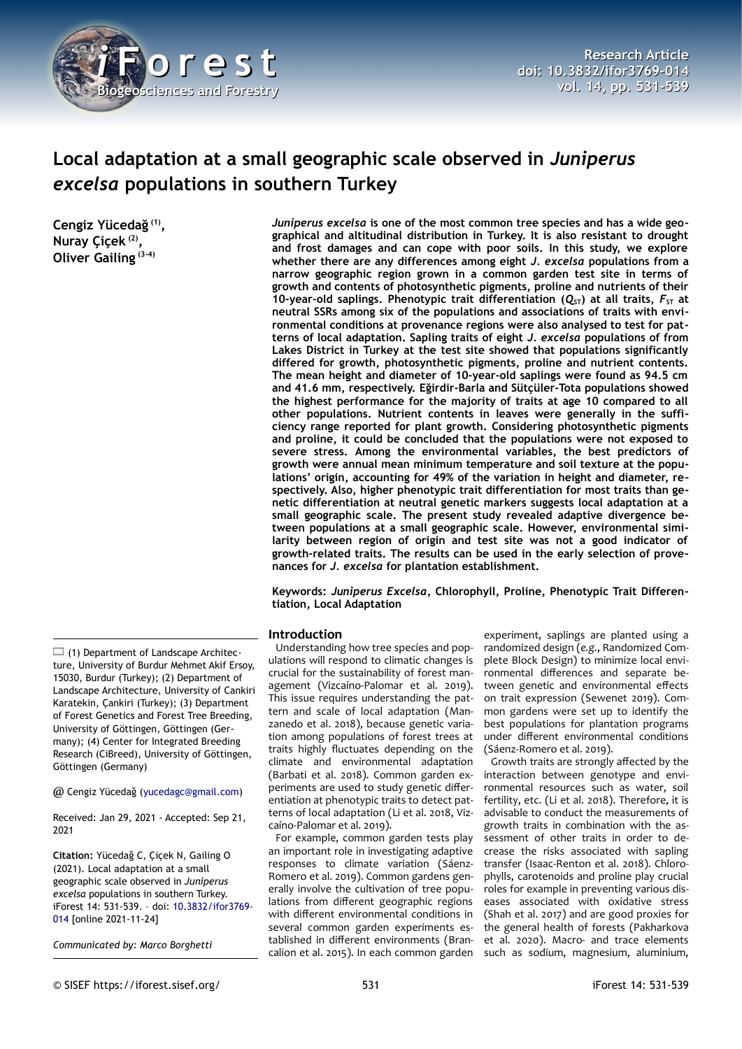# Local adaptation at a small geographic scale observed in *Juniperus excelsa* populations in southern Turkey

**Cengiz Yücedağ [1], Nuray Çiçek [2], Oliver Gailing [3-4]**

***Juniperus excelsa* is one of the most common tree species and has a wide geographical and altitudinal distribution in Turkey. It is also resistant to drought and frost damages and can cope with poor soils. In this study, we explore whether there are any differences among eight *J. excelsa* populations from a narrow geographic region grown in a common garden test site in terms of growth and contents of photosynthetic pigments, proline and nutrients of their 10-year-old saplings. Phenotypic trait differentiation ($Q_{ST}$) at all traits, $F_{ST}$ at neutral SSRs among six of the populations and associations of traits with environmental conditions at provenance regions were also analysed to test for patterns of local adaptation. Sapling traits of eight *J. excelsa* populations of from Lakes District in Turkey at the test site showed that populations significantly differed for growth, photosynthetic pigments, proline and nutrient contents. The mean height and diameter of 10-year-old saplings were found as 94.5 cm and 41.6 mm, respectively. Eğirdir-Barla and Sütçüler-Tota populations showed the highest performance for the majority of traits at age 10 compared to all other populations. Nutrient contents in leaves were generally in the sufficiency range reported for plant growth. Considering photosynthetic pigments and proline, it could be concluded that the populations were not exposed to severe stress. Among the environmental variables, the best predictors of growth were annual mean minimum temperature and soil texture at the populations' origin, accounting for 49% of the variation in height and diameter, respectively. Also, higher phenotypic trait differentiation for most traits than genetic differentiation at neutral genetic markers suggests local adaptation at a small geographic scale. The present study revealed adaptive divergence between populations at a small geographic scale. However, environmental similarity between region of origin and test site was not a good indicator of growth-related traits. The results can be used in the early selection of provenances for *J. excelsa* for plantation establishment.**

**Keywords: *Juniperus Excelsa*, Chlorophyll, Proline, Phenotypic Trait Differentiation, Local Adaptation**

(1) Department of Landscape Architecture, University of Burdur Mehmet Akif Ersoy, 15030, Burdur (Turkey); (2) Department of Landscape Architecture, University of Cankiri Karatekin, Çankiri (Turkey); (3) Department of Forest Genetics and Forest Tree Breeding, University of Göttingen, Göttingen (Germany); (4) Center for Integrated Breeding Research (CiBreed), University of Göttingen, Göttingen (Germany)

@ Cengiz Yücedağ (yucedagc@gmail.com)

Received: Jan 29, 2021 - Accepted: Sep 21, 2021

**Citation:** Yücedağ C, Çiçek N, Gailing O (2021). Local adaptation at a small geographic scale observed in *Juniperus excelsa* populations in southern Turkey. iForest 14: 531-539. – doi: 10.3832/ifor3769-014 [online 2021-11-24]

*Communicated by: Marco Borghetti*

## Introduction

Understanding how tree species and populations will respond to climatic changes is crucial for the sustainability of forest management (Vizcaíno-Palomar et al. 2019). This issue requires understanding the pattern and scale of local adaptation (Manzanedo et al. 2018), because genetic variation among populations of forest trees at traits highly fluctuates depending on the climate and environmental adaptation (Barbati et al. 2018). Common garden experiments are used to study genetic differentiation at phenotypic traits to detect patterns of local adaptation (Li et al. 2018, Vizcaíno-Palomar et al. 2019).

For example, common garden tests play an important role in investigating adaptive responses to climate variation (Sáenz-Romero et al. 2019). Common gardens generally involve the cultivation of tree populations from different geographic regions with different environmental conditions in several common garden experiments established in different environments (Brancalion et al. 2015). In each common garden experiment, saplings are planted using a randomized design (*e.g.*, Randomized Complete Block Design) to minimize local environmental differences and separate between genetic and environmental effects on trait expression (Sewenet 2019). Common gardens were set up to identify the best populations for plantation programs under different environmental conditions (Sáenz-Romero et al. 2019).

Growth traits are strongly affected by the interaction between genotype and environmental resources such as water, soil fertility, etc. (Li et al. 2018). Therefore, it is advisable to conduct the measurements of growth traits in combination with the assessment of other traits in order to decrease the risks associated with sapling transfer (Isaac-Renton et al. 2018). Chlorophylls, carotenoids and proline play crucial roles for example in preventing various diseases associated with oxidative stress (Shah et al. 2017) and are good proxies for the general health of forests (Pakharkova et al. 2020). Macro- and trace elements such as sodium, magnesium, aluminium,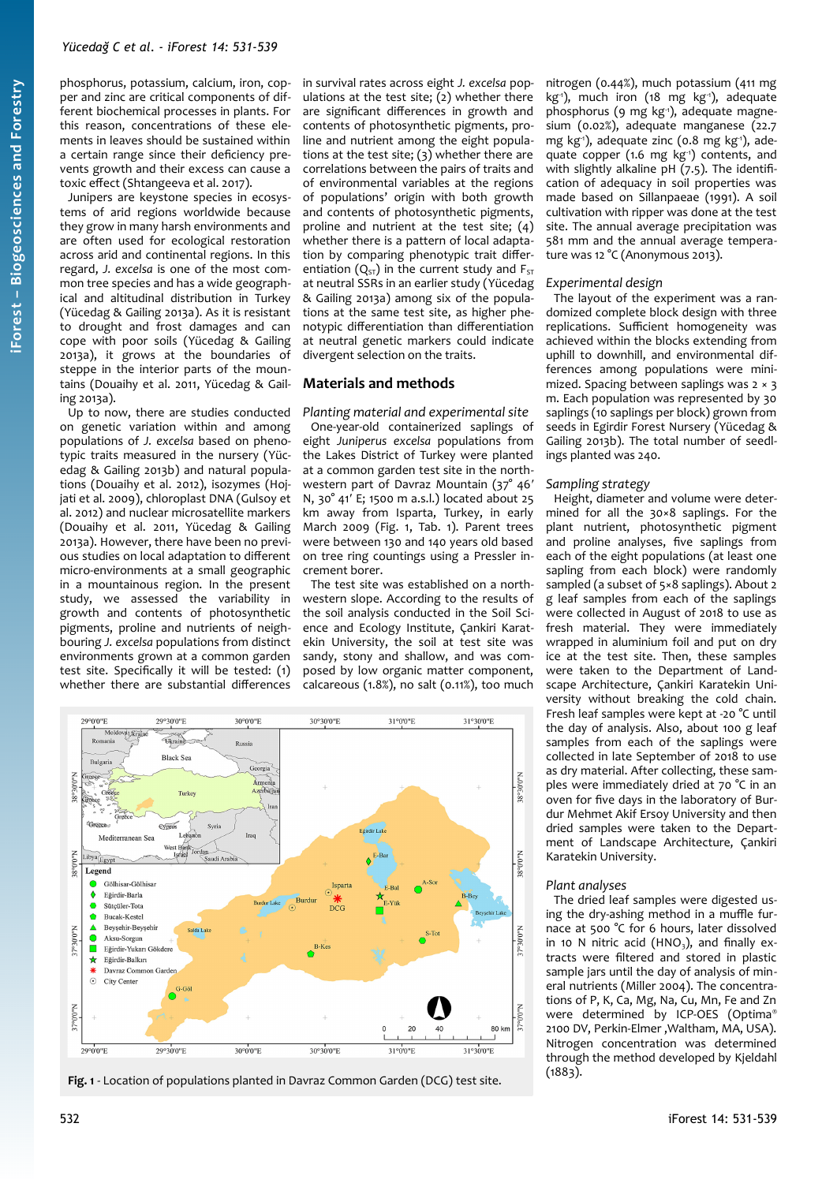phosphorus, potassium, calcium, iron, copper and zinc are critical components of different biochemical processes in plants. For this reason, concentrations of these elements in leaves should be sustained within a certain range since their deficiency prevents growth and their excess can cause a toxic effect (Shtangeeva et al. 2017).

Junipers are keystone species in ecosystems of arid regions worldwide because they grow in many harsh environments and are often used for ecological restoration across arid and continental regions. In this regard, *J. excelsa* is one of the common tree species and has a wide geographical and altitudinal distribution in Turkey (Yücedag & Gailing 2013a). As it is resistant to drought and frost damages and can cope with poor soils (Yücedag & Gailing 2013a), it grows at the boundaries of steppe in the interior parts of the mountains (Douaihy et al. 2011, Yücedag & Gailing 2013a).

Up to now, there are studies conducted on genetic variation within and among populations of *J. excelsa* based on phenotypic traits measured in the nursery (Yücedag & Gailing 2013b) and natural populations (Douaihy et al. 2012), isozymes (Hojjati et al. 2009), chloroplast DNA (Gulsoy et al. 2014) and nuclear microsatellite markers (Douaihy et al. 2011, Yücedag & Gailing 2013a). However, there have been no previous studies on local adaptation to different micro-environments at a small geographic in a mountainous region. In the present study, we assessed the variability in growth and contents of photosynthetic pigments, proline and nutrients of neighbouring *J. excelsa* populations from distinct environments grown at a common garden test site. Specifically it will be tested: (1) whether there are substantial differences in survival rates across eight *J. excelsa* populations at the test site; (2) whether there are significant differences in growth and contents of photosynthetic pigments, proline and nutrient among the eight populations at the test site; (3) whether there are correlations between the pairs of traits and of environmental variables at the regions of populations' origin with both growth and contents of photosynthetic pigments, proline and nutrient at the test site; (4) whether there is a pattern of local adaptation by comparing phenotypic trait differentiation ($Q_{ST}$) in the current study and $F_{ST}$ at neutral SSRs in an earlier study (Yücedag & Gailing 2013a) among six of the populations at the same test site, as higher phenotypic differentiation than differentiation at neutral genetic markers could indicate divergent selection on the traits.

## Materials and methods

### Planting material and experimental site

One-year-old containerized saplings of eight *Juniperus excelsa* populations from the Lakes District of Turkey were planted at a common garden test site in the northwestern part of Davraz Mountain (37° 46′ N, 30° 41′ E; 1500 m a.s.l.) located about 25 km away from Isparta, Turkey, in early March 2009 (Fig. 1, Tab. 1). Parent trees were between 130 and 140 years old based on tree ring countings using a Pressler increment borer.

The test site was established on a northwestern slope. According to the results of the soil analysis conducted in the Soil Science and Ecology Institute, Çankiri Karatekin University, the soil at test site was sandy, stony and shallow, and was composed by low organic matter component, calcareous (1.8%), no salt (0.11%), too much nitrogen (0.44%), much potassium (411 mg kg$^{-1}$), much iron (18 mg kg$^{-1}$), adequate phosphorus (9 mg kg$^{-1}$), adequate magnesium (0.02%), adequate manganese (22.7 mg kg$^{-1}$), adequate zinc (0.8 mg kg$^{-1}$), adequate copper (1.6 mg kg$^{-1}$) contents, and with slightly alkaline pH (7.5). The identification of adequacy in soil properties was made based on Sillanpaeae (1991). A soil cultivation with ripper was done at the test site. The annual average precipitation was 581 mm and the annual average temperature was 12 °C (Anonymous 2013).

Fig. 1 - Location of populations planted in Davraz Common Garden (DCG) test site.

### Experimental design

The layout of the experiment was a randomized complete block design with three replications. Sufficient homogeneity was achieved within the blocks extending from uphill to downhill, and environmental differences among populations were minimized. Spacing between saplings was 2 × 3 m. Each population was represented by 30 saplings (10 saplings per block) grown from seeds in Egirdir Forest Nursery (Yücedag & Gailing 2013b). The total number of seedlings planted was 240.

### Sampling strategy

Height, diameter and volume were determined for all the 30×8 saplings. For the plant nutrient, photosynthetic pigment and proline analyses, five saplings from each of the eight populations (at least one sapling from each block) were randomly sampled (a subset of 5×8 saplings). About 2 g leaf samples from each of the saplings were collected in August of 2018 to use as fresh material. They were immediately wrapped in aluminium foil and put on dry ice at the test site. Then, these samples were taken to the Department of Landscape Architecture, Çankiri Karatekin University without breaking the cold chain. Fresh leaf samples were kept at -20 °C until the day of analysis. Also, about 100 g leaf samples from each of the saplings were collected in late September of 2018 to use as dry material. After collecting, these samples were immediately dried at 70 °C in an oven for five days in the laboratory of Burdur Mehmet Akif Ersoy University and then dried samples were taken to the Department of Landscape Architecture, Çankiri Karatekin University.

### Plant analyses

The dried leaf samples were digested using the dry-ashing method in a muffle furnace at 500 °C for 6 hours, later dissolved in 10 N nitric acid ($HNO_3$), and finally extracts were filtered and stored in plastic sample jars until the day of analysis of mineral nutrients (Miller 2004). The concentrations of P, K, Ca, Mg, Na, Cu, Mn, Fe and Zn were determined by ICP-OES (Optima® 2100 DV, Perkin-Elmer ,Waltham, MA, USA). Nitrogen concentration was determined through the method developed by Kjeldahl (1883).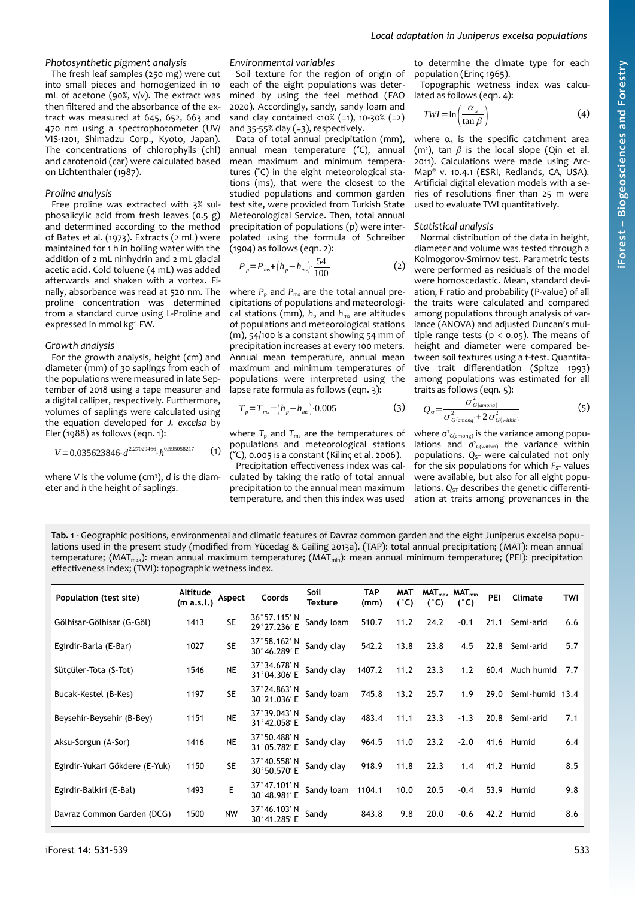### Photosynthetic pigment analysis

The fresh leaf samples (250 mg) were cut into small pieces and homogenized in 10 mL of acetone (90%, v/v). The extract was then filtered and the absorbance of the extract was measured at 645, 652, 663 and 470 nm using a spectrophotometer (UV/VIS-1201, Shimadzu Corp., Kyoto, Japan). The concentrations of chlorophylls (chl) and carotenoid (car) were calculated based on Lichtenthaler (1987).

### Proline analysis

Free proline was extracted with 3% sulphosalicylic acid from fresh leaves (0.5 g) and determined according to the method of Bates et al. (1973). Extracts (2 mL) were maintained for 1 h in boiling water with the addition of 2 mL ninhydrin and 2 mL glacial acetic acid. Cold toluene (4 mL) was added afterwards and shaken with a vortex. Finally, absorbance was read at 520 nm. The proline concentration was determined from a standard curve using L-Proline and expressed in mmol $kg^{-1}$ FW.

### Growth analysis

For the growth analysis, height (cm) and diameter (mm) of 30 saplings from each of the populations were measured in late September of 2018 using a tape measurer and a digital calliper, respectively. Furthermore, volumes of saplings were calculated using the equation developed for *J. excelsa* by Eler (1988) as follows (eqn. 1):

$$V = 0.035623846 \cdot d^{2.27029466} \cdot h^{0.595058217} \quad (1)$$

where $V$ is the volume ($cm^3$), $d$ is the diameter and $h$ the height of saplings.

### Environmental variables

Soil texture for the region of origin of each of the eight populations was determined by using the feel method (FAO 2020). Accordingly, sandy, sandy loam and sand clay contained <10% (=1), 10-30% (=2) and 35-55% clay (=3), respectively.

Data of total annual precipitation (mm), annual mean temperature (°C), annual mean maximum and minimum temperatures (°C) in the eight meteorological stations (ms), that were the closest to the studied populations and common garden test site, were provided from Turkish State Meteorological Service. Then, total annual precipitation of populations ($p$) were interpolated using the formula of Schreiber (1904) as follows (eqn. 2):

$$P_p = P_{ms} + (h_p - h_{ms}) \cdot \frac{54}{100} \quad (2)$$

where $P_p$ and $P_{ms}$ are the total annual precipitations of populations and meteorological stations (mm), $h_p$ and $h_{ms}$ are altitudes of populations and meteorological stations (m), 54/100 is a constant showing 54 mm of precipitation increases at every 100 meters. Annual mean temperature, annual mean maximum and minimum temperatures of populations were interpreted using the lapse rate formula as follows (eqn. 3):

$$T_p = T_{ms} \pm (h_p - h_{ms}) \cdot 0.005 \quad (3)$$

where $T_p$ and $T_{ms}$ are the temperatures of populations and meteorological stations (°C), 0.005 is a constant (Kilinç et al. 2006).

Precipitation effectiveness index was calculated by taking the ratio of total annual precipitation to the annual mean maximum temperature, and then this index was used to determine the climate type for each population (Erinç 1965).

Topographic wetness index was calculated as follows (eqn. 4):

$$TWI = \ln\left(\frac{\alpha_s}{\tan\beta}\right) \quad (4)$$

where $\alpha_s$ is the specific catchment area ($m^2$), $\tan\beta$ is the local slope (Qin et al. 2011). Calculations were made using ArcMap® v. 10.4.1 (ESRI, Redlands, CA, USA). Artificial digital elevation models with a series of resolutions finer than 25 m were used to evaluate TWI quantitatively.

### Statistical analysis

Normal distribution of the data in height, diameter and volume was tested through a Kolmogorov-Smirnov test. Parametric tests were performed as residuals of the model were homoscedastic. Mean, standard deviation, F ratio and probability (P-value) of all the traits were calculated and compared among populations through analysis of variance (ANOVA) and adjusted Duncan's multiple range tests ($p < 0.05$). The means of height and diameter were compared between soil textures using a t-test. Quantitative trait differentiation (Spitze 1993) among populations was estimated for all traits as follows (eqn. 5):

$$Q_{st} = \frac{\sigma^2_{G(among)}}{\sigma^2_{G(among)} + 2\sigma^2_{G(within)}} \quad (5)$$

where $\sigma^2_{G(among)}$ is the variance among populations and $\sigma^2_{G(within)}$ the variance within populations. $Q_{ST}$ were calculated not only for the six populations for which $F_{ST}$ values were available, but also for all eight populations. $Q_{ST}$ describes the genetic differentiation at traits among provenances in the

**Tab. 1** - Geographic positions, environmental and climatic features of Davraz common garden and the eight Juniperus excelsa populations used in the present study (modified from Yücedag & Gailing 2013a). (TAP): total annual precipitation; (MAT): mean annual temperature; ($MAT_{max}$): mean annual maximum temperature; ($MAT_{min}$): mean annual minimum temperature; (PEI): precipitation effectiveness index; (TWI): topographic wetness index.

| Population (test site) | Altitude (m a.s.l.) | Aspect | Coords | Soil Texture | TAP (mm) | MAT (°C) | $MAT_{max}$ (°C) | $MAT_{min}$ (°C) | PEI | Climate | TWI |
|---|---|---|---|---|---|---|---|---|---|---|---|
| Gölhisar-Gölhisar (G-Göl) | 1413 | SE | 36°57.115′ N 29°27.236′ E | Sandy loam | 510.7 | 11.2 | 24.2 | -0.1 | 21.1 | Semi-arid | 6.6 |
| Egirdir-Barla (E-Bar) | 1027 | SE | 37°58.162′ N 30°46.289′ E | Sandy clay | 542.2 | 13.8 | 23.8 | 4.5 | 22.8 | Semi-arid | 5.7 |
| Sütçüler-Tota (S-Tot) | 1546 | NE | 37°34.678′ N 31°04.306′ E | Sandy clay | 1407.2 | 11.2 | 23.3 | 1.2 | 60.4 | Much humid | 7.7 |
| Bucak-Kestel (B-Kes) | 1197 | SE | 37°24.863′ N 30°21.036′ E | Sandy loam | 745.8 | 13.2 | 25.7 | 1.9 | 29.0 | Semi-humid | 13.4 |
| Beysehir-Beysehir (B-Bey) | 1151 | NE | 37°39.043′ N 31°42.058′ E | Sandy clay | 483.4 | 11.1 | 23.3 | -1.3 | 20.8 | Semi-arid | 7.1 |
| Aksu-Sorgun (A-Sor) | 1416 | NE | 37°50.488′ N 31°05.782′ E | Sandy clay | 964.5 | 11.0 | 23.2 | -2.0 | 41.6 | Humid | 6.4 |
| Egirdir-Yukari Gökdere (E-Yuk) | 1150 | SE | 37°40.558′ N 30°50.570′ E | Sandy clay | 918.9 | 11.8 | 22.3 | 1.4 | 41.2 | Humid | 8.5 |
| Egirdir-Balkiri (E-Bal) | 1493 | E | 37°47.101′ N 30°48.981′ E | Sandy loam | 1104.1 | 10.0 | 20.5 | -0.4 | 53.9 | Humid | 9.8 |
| Davraz Common Garden (DCG) | 1500 | NW | 37°46.103′ N 30°41.285′ E | Sandy | 843.8 | 9.8 | 20.0 | -0.6 | 42.2 | Humid | 8.6 |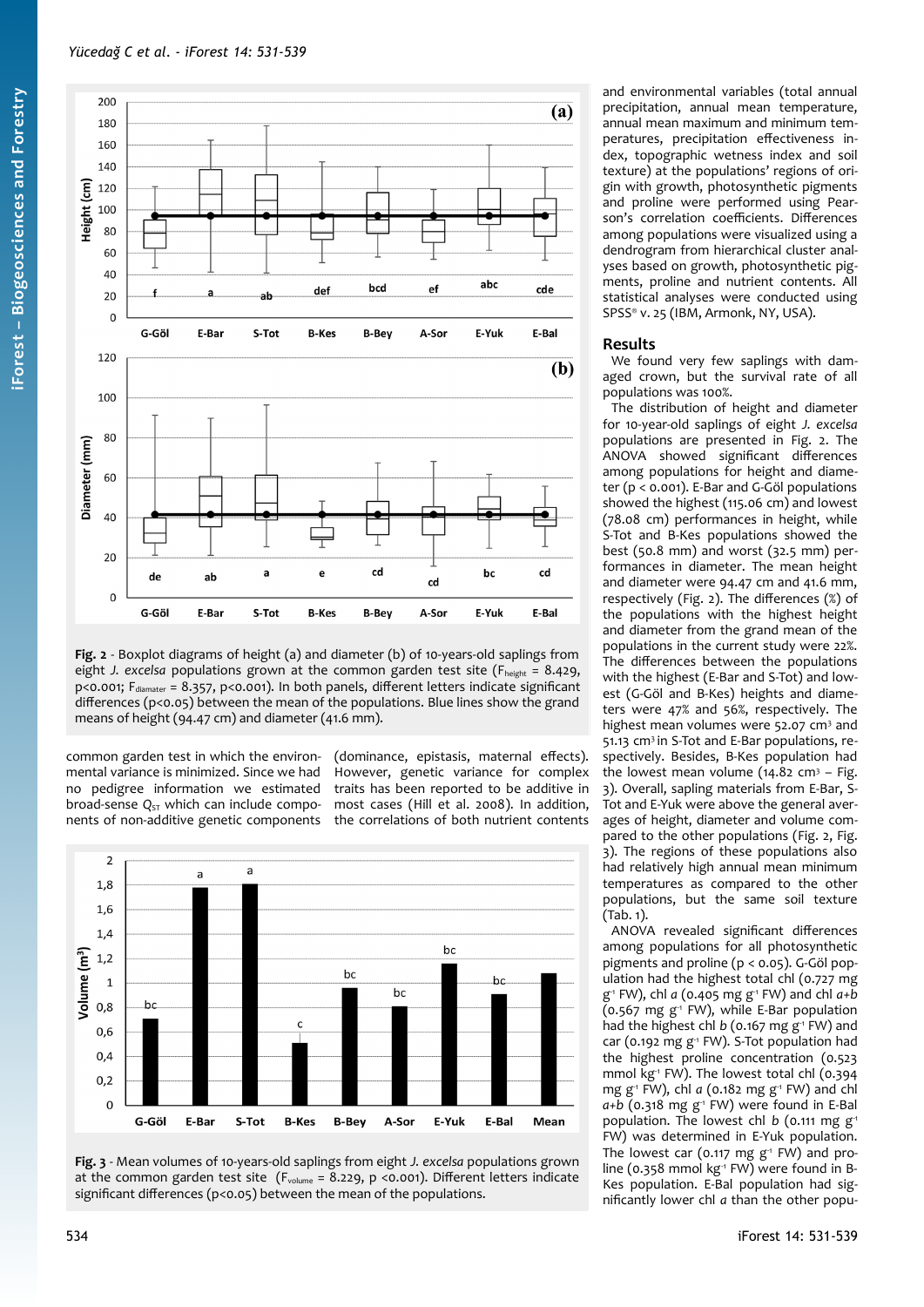Fig. 2 - Boxplot diagrams of height (a) and diameter (b) of 10-years-old saplings from eight *J. excelsa* populations grown at the common garden test site ($F_{height}$ = 8.429, p<0.001; $F_{diameter}$ = 8.357, p<0.001). In both panels, different letters indicate significant differences (p<0.05) between the mean of the populations. Blue lines show the grand means of height (94.47 cm) and diameter (41.6 mm).

common garden test in which the environmental variance is minimized. Since we had no pedigree information we estimated broad-sense $Q_{ST}$ which can include components of non-additive genetic components (dominance, epistasis, maternal effects). However, genetic variance for complex traits has been reported to be additive in most cases (Hill et al. 2008). In addition, the correlations of both nutrient contents and environmental variables (total annual precipitation, annual mean temperature, annual mean maximum and minimum temperatures, precipitation effectiveness index, topographic wetness index and soil texture) at the populations' regions of origin with growth, photosynthetic pigments and proline were performed using Pearson's correlation coefficients. Differences among populations were visualized using a dendrogram from hierarchical cluster analyses based on growth, photosynthetic pigments, proline and nutrient contents. All statistical analyses were conducted using SPSS® v. 25 (IBM, Armonk, NY, USA).

Fig. 3 - Mean volumes of 10-years-old saplings from eight *J. excelsa* populations grown at the common garden test site ($F_{volume}$ = 8.229, p <0.001). Different letters indicate significant differences (p<0.05) between the mean of the populations.

## Results

We found very few saplings with damaged crown, but the survival rate of all populations was 100%.

The distribution of height and diameter for 10-year-old saplings of eight *J. excelsa* populations are presented in Fig. 2. The ANOVA showed significant differences among populations for height and diameter (p < 0.001). E-Bar and G-Göl populations showed the highest (115.06 cm) and lowest (78.08 cm) performances in height, while S-Tot and B-Kes populations showed the best (50.8 mm) and worst (32.5 mm) performances in diameter. The mean height and diameter were 94.47 cm and 41.6 mm, respectively (Fig. 2). The differences (%) of the populations with the highest height and diameter from the grand mean of the populations in the current study were 22%. The differences between the populations with the highest (E-Bar and S-Tot) and lowest (G-Göl and B-Kes) heights and diameters were 47% and 56%, respectively. The highest mean volumes were 52.07 cm³ and 51.13 cm³ in S-Tot and E-Bar populations, respectively. Besides, B-Kes population had the lowest mean volume (14.82 cm³ – Fig. 3). Overall, sapling materials from E-Bar, S-Tot and E-Yuk were above the general averages of height, diameter and volume compared to the other populations (Fig. 2, Fig. 3). The regions of these populations also had relatively high annual mean minimum temperatures as compared to the other populations, but the same soil texture (Tab. 1).

ANOVA revealed significant differences among populations for all photosynthetic pigments and proline (p < 0.05). G-Göl population had the highest total chl (0.727 mg $g^{-1}$ FW), chl *a* (0.405 mg $g^{-1}$ FW) and chl *a+b* (0.567 mg $g^{-1}$ FW), while E-Bar population had the highest chl *b* (0.167 mg $g^{-1}$ FW) and car (0.192 mg $g^{-1}$ FW). S-Tot population had the highest proline concentration (0.523 mmol $kg^{-1}$ FW). The lowest total chl (0.394 mg $g^{-1}$ FW), chl *a* (0.182 mg $g^{-1}$ FW) and chl *a+b* (0.318 mg $g^{-1}$ FW) were found in E-Bal population. The lowest chl *b* (0.111 mg $g^{-1}$ FW) was determined in E-Yuk population. The lowest car (0.117 mg $g^{-1}$ FW) and proline (0.358 mmol $kg^{-1}$ FW) were found in B-Kes population. E-Bal population had significantly lower chl *a* than the other popu-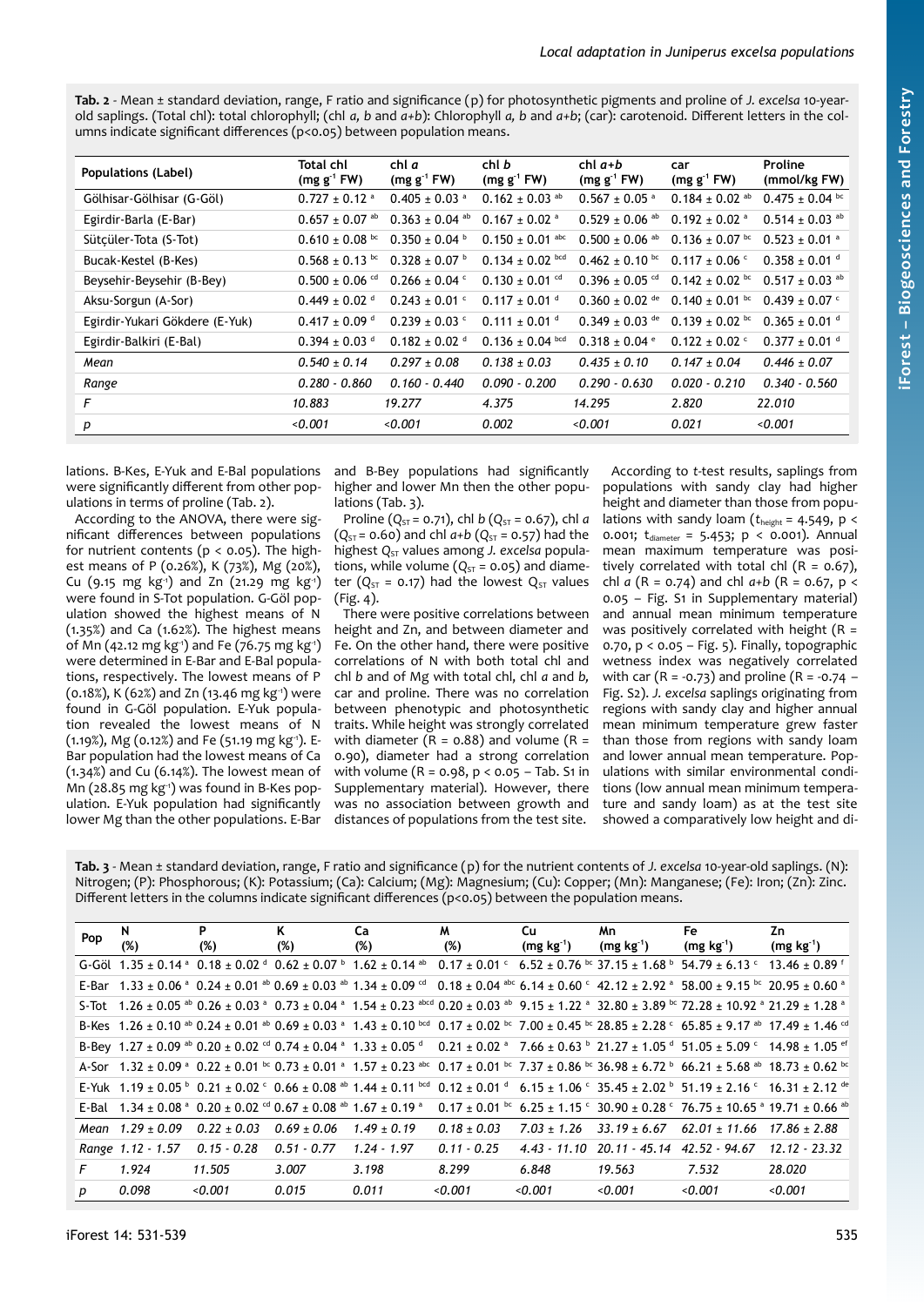**Tab. 2** - Mean ± standard deviation, range, F ratio and significance (p) for photosynthetic pigments and proline of *J. excelsa* 10-year-old saplings. (Total chl): total chlorophyll; (chl *a, b* and *a+b*): Chlorophyll *a, b* and *a+b*; (car): carotenoid. Different letters in the columns indicate significant differences (p<0.05) between population means.

| Populations (Label) | Total chl (mg g$^{-1}$ FW) | chl *a* (mg g$^{-1}$ FW) | chl *b* (mg g$^{-1}$ FW) | chl *a+b* (mg g$^{-1}$ FW) | car (mg g$^{-1}$ FW) | Proline (mmol/kg FW) |
|---|---|---|---|---|---|---|
| Gölhisar-Gölhisar (G-Göl) | 0.727 ± 0.12 $^{a}$ | 0.405 ± 0.03 $^{a}$ | 0.162 ± 0.03 $^{ab}$ | 0.567 ± 0.05 $^{a}$ | 0.184 ± 0.02 $^{ab}$ | 0.475 ± 0.04 $^{bc}$ |
| Egirdir-Barla (E-Bar) | 0.657 ± 0.07 $^{ab}$ | 0.363 ± 0.04 $^{ab}$ | 0.167 ± 0.02 $^{a}$ | 0.529 ± 0.06 $^{ab}$ | 0.192 ± 0.02 $^{a}$ | 0.514 ± 0.03 $^{ab}$ |
| Sütçüler-Tota (S-Tot) | 0.610 ± 0.08 $^{bc}$ | 0.350 ± 0.04 $^{b}$ | 0.150 ± 0.01 $^{abc}$ | 0.500 ± 0.06 $^{ab}$ | 0.136 ± 0.07 $^{bc}$ | 0.523 ± 0.01 $^{a}$ |
| Bucak-Kestel (B-Kes) | 0.568 ± 0.13 $^{bc}$ | 0.328 ± 0.07 $^{b}$ | 0.134 ± 0.02 $^{bcd}$ | 0.462 ± 0.10 $^{bc}$ | 0.117 ± 0.06 $^{c}$ | 0.358 ± 0.01 $^{d}$ |
| Beysehir-Beysehir (B-Bey) | 0.500 ± 0.06 $^{cd}$ | 0.266 ± 0.04 $^{c}$ | 0.130 ± 0.01 $^{cd}$ | 0.396 ± 0.05 $^{cd}$ | 0.142 ± 0.02 $^{bc}$ | 0.517 ± 0.03 $^{ab}$ |
| Aksu-Sorgun (A-Sor) | 0.449 ± 0.02 $^{d}$ | 0.243 ± 0.01 $^{c}$ | 0.117 ± 0.01 $^{d}$ | 0.360 ± 0.02 $^{de}$ | 0.140 ± 0.01 $^{bc}$ | 0.439 ± 0.07 $^{c}$ |
| Egirdir-Yukari Gökdere (E-Yuk) | 0.417 ± 0.09 $^{d}$ | 0.239 ± 0.03 $^{c}$ | 0.111 ± 0.01 $^{d}$ | 0.349 ± 0.03 $^{de}$ | 0.139 ± 0.02 $^{bc}$ | 0.365 ± 0.01 $^{d}$ |
| Egirdir-Balkiri (E-Bal) | 0.394 ± 0.03 $^{d}$ | 0.182 ± 0.02 $^{d}$ | 0.136 ± 0.04 $^{bcd}$ | 0.318 ± 0.04 $^{e}$ | 0.122 ± 0.02 $^{c}$ | 0.377 ± 0.01 $^{d}$ |
| *Mean* | *0.540 ± 0.14* | *0.297 ± 0.08* | *0.138 ± 0.03* | *0.435 ± 0.10* | *0.147 ± 0.04* | *0.446 ± 0.07* |
| *Range* | *0.280 - 0.860* | *0.160 - 0.440* | *0.090 - 0.200* | *0.290 - 0.630* | *0.020 - 0.210* | *0.340 - 0.560* |
| *F* | *10.883* | *19.277* | *4.375* | *14.295* | *2.820* | *22.010* |
| *p* | *<0.001* | *<0.001* | *0.002* | *<0.001* | *0.021* | *<0.001* |

lations. B-Kes, E-Yuk and E-Bal populations were significantly different from other populations in terms of proline (Tab. 2).

According to the ANOVA, there were significant differences between populations for nutrient contents (p < 0.05). The highest means of P (0.26%), K (73%), Mg (20%), Cu (9.15 mg kg$^{-1}$) and Zn (21.29 mg kg$^{-1}$) were found in S-Tot population. G-Göl population showed the highest means of N (1.35%) and Ca (1.62%). The highest means of Mn (42.12 mg kg$^{-1}$) and Fe (76.75 mg kg$^{-1}$) were determined in E-Bar and E-Bal populations, respectively. The lowest means of P (0.18%), K (62%) and Zn (13.46 mg kg$^{-1}$) were found in G-Göl population. E-Yuk population revealed the lowest means of N (1.19%), Mg (0.12%) and Fe (51.19 mg kg$^{-1}$). E-Bar population had the lowest means of Ca (1.34%) and Cu (6.14%). The lowest mean of Mn (28.85 mg kg$^{-1}$) was found in B-Kes population. E-Yuk population had significantly lower Mg than the other populations. E-Bar and B-Bey populations had significantly higher and lower Mn then the other populations (Tab. 3).

Proline ($Q_{ST}$ = 0.71), chl *b* ($Q_{ST}$ = 0.67), chl *a* ($Q_{ST}$ = 0.60) and chl *a+b* ($Q_{ST}$ = 0.57) had the highest $Q_{ST}$ values among *J. excelsa* populations, while volume ($Q_{ST}$ = 0.05) and diameter ($Q_{ST}$ = 0.17) had the lowest $Q_{ST}$ values (Fig. 4).

There were positive correlations between height and Zn, and between diameter and Fe. On the other hand, there were positive correlations of N with both total chl and chl *b* and of Mg with total chl, chl *a* and *b*, car and proline. There was no correlation between phenotypic and photosynthetic traits. While height was strongly correlated with diameter (R = 0.88) and volume (R = 0.90), diameter had a strong correlation with volume (R = 0.98, p < 0.05 – Tab. S1 in Supplementary material). However, there was no association between growth and distances of populations from the test site.

According to *t*-test results, saplings from populations with sandy clay had higher height and diameter than those from populations with sandy loam ($t_{height}$ = 4.549, p < 0.001; $t_{diameter}$ = 5.453; p < 0.001). Annual mean maximum temperature was positively correlated with total chl (R = 0.67), chl *a* (R = 0.74) and chl *a+b* (R = 0.67, p < 0.05 – Fig. S1 in Supplementary material) and annual mean minimum temperature was positively correlated with height (R = 0.70, p < 0.05 – Fig. 5). Finally, topographic wetness index was negatively correlated with car (R = -0.73) and proline (R = -0.74 – Fig. S2). *J. excelsa* saplings originating from regions with sandy clay and higher annual mean minimum temperature grew faster than those from regions with sandy loam and lower annual mean temperature. Populations with similar environmental conditions (low annual mean minimum temperature and sandy loam) as at the test site showed a comparatively low height and di-

**Tab. 3** - Mean ± standard deviation, range, F ratio and significance (p) for the nutrient contents of *J. excelsa* 10-year-old saplings. (N): Nitrogen; (P): Phosphorous; (K): Potassium; (Ca): Calcium; (Mg): Magnesium; (Cu): Copper; (Mn): Manganese; (Fe): Iron; (Zn): Zinc. Different letters in the columns indicate significant differences (p<0.05) between the population means.

| Pop | N (%) | P (%) | K (%) | Ca (%) | M (%) | Cu (mg kg$^{-1}$) | Mn (mg kg$^{-1}$) | Fe (mg kg$^{-1}$) | Zn (mg kg$^{-1}$) |
|---|---|---|---|---|---|---|---|---|---|
| G-Göl | 1.35 ± 0.14 $^{a}$ | 0.18 ± 0.02 $^{d}$ | 0.62 ± 0.07 $^{b}$ | 1.62 ± 0.14 $^{ab}$ | 0.17 ± 0.01 $^{c}$ | 6.52 ± 0.76 $^{bc}$ | 37.15 ± 1.68 $^{b}$ | 54.79 ± 6.13 $^{c}$ | 13.46 ± 0.89 $^{f}$ |
| E-Bar | 1.33 ± 0.06 $^{a}$ | 0.24 ± 0.01 $^{ab}$ | 0.69 ± 0.03 $^{ab}$ | 1.34 ± 0.09 $^{cd}$ | 0.18 ± 0.04 $^{abc}$ | 6.14 ± 0.60 $^{c}$ | 42.12 ± 2.92 $^{a}$ | 58.00 ± 9.15 $^{bc}$ | 20.95 ± 0.60 $^{a}$ |
| S-Tot | 1.26 ± 0.05 $^{ab}$ | 0.26 ± 0.03 $^{a}$ | 0.73 ± 0.04 $^{a}$ | 1.54 ± 0.23 $^{abcd}$ | 0.20 ± 0.03 $^{ab}$ | 9.15 ± 1.22 $^{a}$ | 32.80 ± 3.89 $^{bc}$ | 72.28 ± 10.92 $^{a}$ | 21.29 ± 1.28 $^{a}$ |
| B-Kes | 1.26 ± 0.10 $^{ab}$ | 0.24 ± 0.01 $^{ab}$ | 0.69 ± 0.03 $^{a}$ | 1.43 ± 0.10 $^{bcd}$ | 0.17 ± 0.02 $^{bc}$ | 7.00 ± 0.45 $^{bc}$ | 28.85 ± 2.28 $^{c}$ | 65.85 ± 9.17 $^{ab}$ | 17.49 ± 1.46 $^{cd}$ |
| B-Bey | 1.27 ± 0.09 $^{ab}$ | 0.20 ± 0.02 $^{cd}$ | 0.74 ± 0.04 $^{a}$ | 1.33 ± 0.05 $^{d}$ | 0.21 ± 0.02 $^{a}$ | 7.66 ± 0.63 $^{b}$ | 21.27 ± 1.05 $^{d}$ | 51.05 ± 5.09 $^{c}$ | 14.98 ± 1.05 $^{ef}$ |
| A-Sor | 1.32 ± 0.09 $^{a}$ | 0.22 ± 0.01 $^{bc}$ | 0.73 ± 0.01 $^{a}$ | 1.57 ± 0.23 $^{abc}$ | 0.17 ± 0.01 $^{bc}$ | 7.37 ± 0.86 $^{bc}$ | 36.98 ± 6.72 $^{b}$ | 66.21 ± 5.68 $^{ab}$ | 18.73 ± 0.62 $^{bc}$ |
| E-Yuk | 1.19 ± 0.05 $^{b}$ | 0.21 ± 0.02 $^{c}$ | 0.66 ± 0.08 $^{ab}$ | 1.44 ± 0.11 $^{bcd}$ | 0.12 ± 0.01 $^{d}$ | 6.15 ± 1.06 $^{c}$ | 35.45 ± 2.02 $^{b}$ | 51.19 ± 2.16 $^{c}$ | 16.31 ± 2.12 $^{de}$ |
| E-Bal | 1.34 ± 0.08 $^{a}$ | 0.20 ± 0.02 $^{cd}$ | 0.67 ± 0.08 $^{ab}$ | 1.67 ± 0.19 $^{a}$ | 0.17 ± 0.01 $^{bc}$ | 6.25 ± 1.15 $^{c}$ | 30.90 ± 0.28 $^{c}$ | 76.75 ± 10.65 $^{a}$ | 19.71 ± 0.66 $^{ab}$ |
| *Mean* | *1.29 ± 0.09* | *0.22 ± 0.03* | *0.69 ± 0.06* | *1.49 ± 0.19* | *0.18 ± 0.03* | *7.03 ± 1.26* | *33.19 ± 6.67* | *62.01 ± 11.66* | *17.86 ± 2.88* |
| *Range* | *1.12 - 1.57* | *0.15 - 0.28* | *0.51 - 0.77* | *1.24 - 1.97* | *0.11 - 0.25* | *4.43 - 11.10* | *20.11 - 45.14* | *42.52 - 94.67* | *12.12 - 23.32* |
| *F* | *1.924* | *11.505* | *3.007* | *3.198* | *8.299* | *6.848* | *19.563* | *7.532* | *28.020* |
| *p* | *0.098* | *<0.001* | *0.015* | *0.011* | *<0.001* | *<0.001* | *<0.001* | *<0.001* | *<0.001* |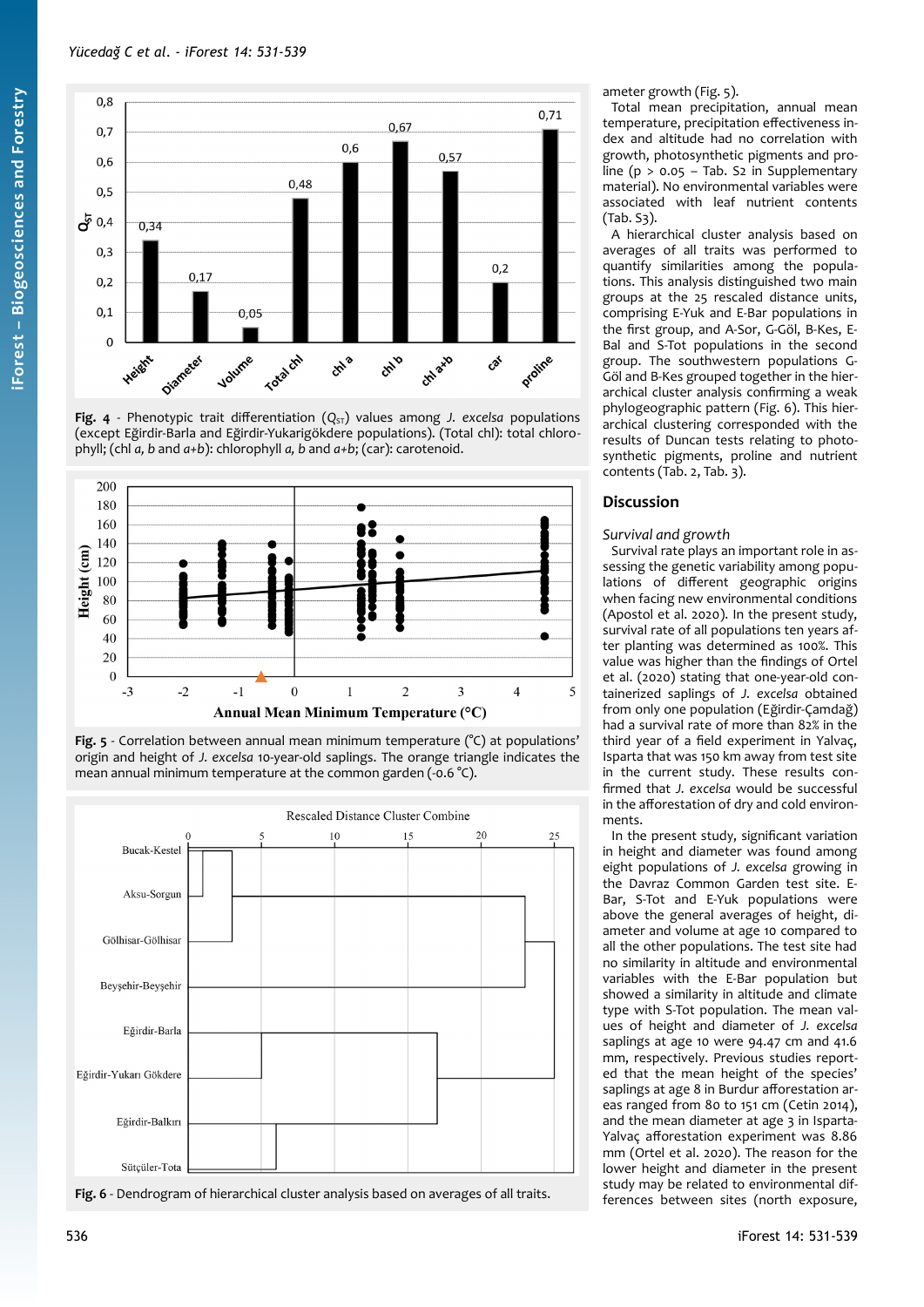Fig. 4 - Phenotypic trait differentiation ($Q_{ST}$) values among *J. excelsa* populations (except Eğirdir-Barla and Eğirdir-Yukarigökdere populations). (Total chl): total chlorophyll; (chl *a*, *b* and *a*+*b*): chlorophyll *a*, *b* and *a*+*b*; (car): carotenoid.

Fig. 5 - Correlation between annual mean minimum temperature (°C) at populations' origin and height of *J. excelsa* 10-year-old saplings. The orange triangle indicates the mean annual minimum temperature at the common garden (-0.6 °C).

Fig. 6 - Dendrogram of hierarchical cluster analysis based on averages of all traits.

ameter growth (Fig. 5).

Total mean precipitation, annual mean temperature, precipitation effectiveness index and altitude had no correlation with growth, photosynthetic pigments and proline ($p > 0.05$ – Tab. S2 in Supplementary material). No environmental variables were associated with leaf nutrient contents (Tab. S3).

A hierarchical cluster analysis based on averages of all traits was performed to quantify similarities among the populations. This analysis distinguished two main groups at the 25 rescaled distance units, comprising E-Yuk and E-Bar populations in the first group, and A-Sor, G-Göl, B-Kes, E-Bal and S-Tot populations in the second group. The southwestern populations G-Göl and B-Kes grouped together in the hierarchical cluster analysis confirming a weak phylogeographic pattern (Fig. 6). This hierarchical clustering corresponded with the results of Duncan tests relating to photosynthetic pigments, proline and nutrient contents (Tab. 2, Tab. 3).

## Discussion

### Survival and growth

Survival rate plays an important role in assessing the genetic variability among populations of different geographic origins when facing new environmental conditions (Apostol et al. 2020). In the present study, survival rate of all populations ten years after planting was determined as 100%. This value was higher than the findings of Ortel et al. (2020) stating that one-year-old containerized saplings of *J. excelsa* obtained from only one population (Eğirdir-Çamdağ) had a survival rate of more than 82% in the third year of a field experiment in Yalvaç, Isparta that was 150 km away from test site in the current study. These results confirmed that *J. excelsa* would be successful in the afforestation of dry and cold environments.

In the present study, significant variation in height and diameter was found among eight populations of *J. excelsa* growing in the Davraz Common Garden test site. E-Bar, S-Tot and E-Yuk populations were above the general averages of height, diameter and volume at age 10 compared to all the other populations. The test site had no similarity in altitude and environmental variables with the E-Bar population but showed a similarity in altitude and climate type with S-Tot population. The mean values of height and diameter of *J. excelsa* saplings at age 10 were 94.47 cm and 41.6 mm, respectively. Previous studies reported that the mean height of the species' saplings at age 8 in Burdur afforestation areas ranged from 80 to 151 cm (Cetin 2014), and the mean diameter at age 3 in Isparta-Yalvaç afforestation experiment was 8.86 mm (Ortel et al. 2020). The reason for the lower height and diameter in the present study may be related to environmental differences between sites (north exposure,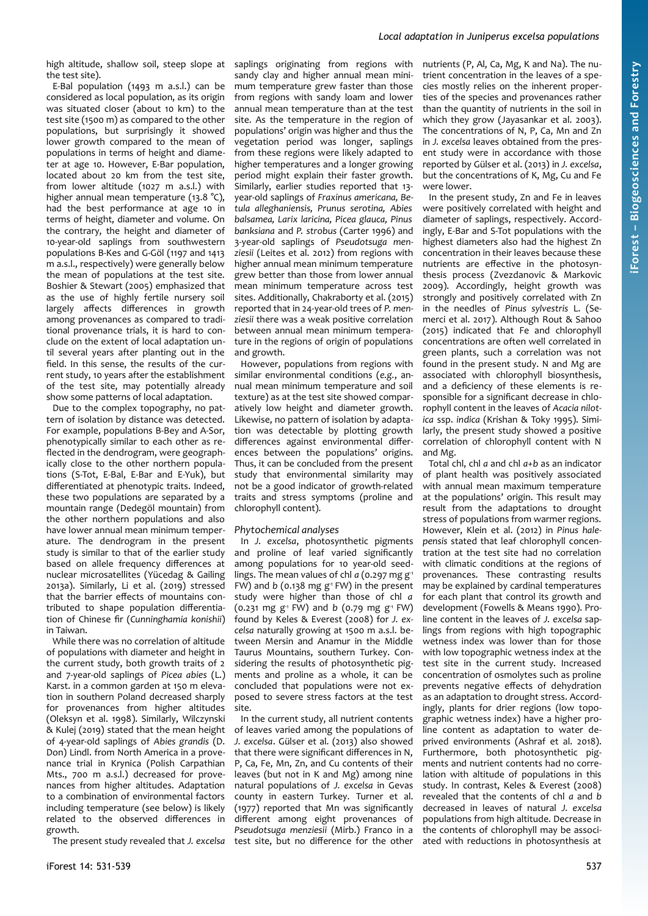high altitude, shallow soil, steep slope at the test site).

E-Bal population (1493 m a.s.l.) can be considered as local population, as its origin was situated closer (about 10 km) to the test site (1500 m) as compared to the other populations, but surprisingly it showed lower growth compared to the mean of populations in terms of height and diameter at age 10. However, E-Bar population, located about 20 km from the test site, from lower altitude (1027 m a.s.l.) with higher annual mean temperature (13.8 °C), had the best performance at age 10 in terms of height, diameter and volume. On the contrary, the height and diameter of 10-year-old saplings from southwestern populations B-Kes and G-Göl (1197 and 1413 m a.s.l., respectively) were generally below the mean of populations at the test site. Boshier & Stewart (2005) emphasized that as the use of highly fertile nursery soil largely affects differences in growth among provenances as compared to traditional provenance trials, it is hard to conclude on the extent of local adaptation until several years after planting out in the field. In this sense, the results of the current study, 10 years after the establishment of the test site, may potentially already show some patterns of local adaptation.

Due to the complex topography, no pattern of isolation by distance was detected. For example, populations B-Bey and A-Sor, phenotypically similar to each other as reflected in the dendrogram, were geographically close to the other northern populations (S-Tot, E-Bal, E-Bar and E-Yuk), but differentiated at phenotypic traits. Indeed, these two populations are separated by a mountain range (Dedegöl mountain) from the other northern populations and also have lower annual mean minimum temperature. The dendrogram in the present study is similar to that of the earlier study based on allele frequency differences at nuclear microsatellites (Yücedag & Gailing 2013a). Similarly, Li et al. (2019) stressed that the barrier effects of mountains contributed to shape population differentiation of Chinese fir (*Cunninghamia konishii*) in Taiwan.

While there was no correlation of altitude of populations with diameter and height in the current study, both growth traits of 2 and 7-year-old saplings of *Picea abies* (L.) Karst. in a common garden at 150 m elevation in southern Poland decreased sharply for provenances from higher altitudes (Oleksyn et al. 1998). Similarly, Wilczynski & Kulej (2019) stated that the mean height of 4-year-old saplings of *Abies grandis* (D. Don) Lindl. from North America in a provenance trial in Krynica (Polish Carpathian Mts., 700 m a.s.l.) decreased for provenances from higher altitudes. Adaptation to a combination of environmental factors including temperature (see below) is likely related to the observed differences in growth.

The present study revealed that *J. excelsa* saplings originating from regions with sandy clay and higher annual mean minimum temperature grew faster than those from regions with sandy loam and lower annual mean temperature than at the test site. As the temperature in the region of populations' origin was higher and thus the vegetation period was longer, saplings from these regions were likely adapted to higher temperatures and a longer growing period might explain their faster growth. Similarly, earlier studies reported that 13-year-old saplings of *Fraxinus americana, Betula alleghaniensis, Prunus serotina, Abies balsamea, Larix laricina, Picea glauca, Pinus banksiana* and *P. strobus* (Carter 1996) and 3-year-old saplings of *Pseudotsuga menziesii* (Leites et al. 2012) from regions with higher annual mean minimum temperature grew better than those from lower annual mean minimum temperature across test sites. Additionally, Chakraborty et al. (2015) reported that in 24-year-old trees of *P. menziesii* there was a weak positive correlation between annual mean minimum temperature in the regions of origin of populations and growth.

However, populations from regions with similar environmental conditions (*e.g.*, annual mean minimum temperature and soil texture) as at the test site showed comparatively low height and diameter growth. Likewise, no pattern of isolation by adaptation was detectable by plotting growth differences against environmental differences between the populations' origins. Thus, it can be concluded from the present study that environmental similarity may not be a good indicator of growth-related traits and stress symptoms (proline and chlorophyll content).

### Phytochemical analyses

In *J. excelsa*, photosynthetic pigments and proline of leaf varied significantly among populations for 10 year-old seedlings. The mean values of chl *a* (0.297 mg g$^{-1}$ FW) and *b* (0.138 mg g$^{-1}$ FW) in the present study were higher than those of chl *a* (0.231 mg g$^{-1}$ FW) and *b* (0.79 mg g$^{-1}$ FW) found by Keles & Everest (2008) for *J. excelsa* naturally growing at 1500 m a.s.l. between Mersin and Anamur in the Middle Taurus Mountains, southern Turkey. Considering the results of photosynthetic pigments and proline as a whole, it can be concluded that populations were not exposed to severe stress factors at the test site.

In the current study, all nutrient contents of leaves varied among the populations of *J. excelsa*. Gülser et al. (2013) also showed that there were significant differences in N, P, Ca, Fe, Mn, Zn, and Cu contents of their leaves (but not in K and Mg) among nine natural populations of *J. excelsa* in Gevas county in eastern Turkey. Turner et al. (1977) reported that Mn was significantly different among eight provenances of *Pseudotsuga menziesii* (Mirb.) Franco in a test site, but no difference for the other nutrients (P, Al, Ca, Mg, K and Na). The nutrient concentration in the leaves of a species mostly relies on the inherent properties of the species and provenances rather than the quantity of nutrients in the soil in which they grow (Jayasankar et al. 2003). The concentrations of N, P, Ca, Mn and Zn in *J. excelsa* leaves obtained from the present study were in accordance with those reported by Gülser et al. (2013) in *J. excelsa*, but the concentrations of K, Mg, Cu and Fe were lower.

In the present study, Zn and Fe in leaves were positively correlated with height and diameter of saplings, respectively. Accordingly, E-Bar and S-Tot populations with the highest diameters also had the highest Zn concentration in their leaves because these nutrients are effective in the photosynthesis process (Zvezdanovic & Markovic 2009). Accordingly, height growth was strongly and positively correlated with Zn in the needles of *Pinus sylvestris* L. (Semerci et al. 2017). Although Rout & Sahoo (2015) indicated that Fe and chlorophyll concentrations are often well correlated in green plants, such a correlation was not found in the present study. N and Mg are associated with chlorophyll biosynthesis, and a deficiency of these elements is responsible for a significant decrease in chlorophyll content in the leaves of *Acacia nilotica* ssp. *indica* (Krishan & Toky 1995). Similarly, the present study showed a positive correlation of chlorophyll content with N and Mg.

Total chl, chl *a* and chl *a+b* as an indicator of plant health was positively associated with annual mean maximum temperature at the populations' origin. This result may result from the adaptations to drought stress of populations from warmer regions. However, Klein et al. (2012) in *Pinus halepensis* stated that leaf chlorophyll concentration at the test site had no correlation with climatic conditions at the regions of provenances. These contrasting results may be explained by cardinal temperatures for each plant that control its growth and development (Fowells & Means 1990). Proline content in the leaves of *J. excelsa* saplings from regions with high topographic wetness index was lower than for those with low topographic wetness index at the test site in the current study. Increased concentration of osmolytes such as proline prevents negative effects of dehydration as an adaptation to drought stress. Accordingly, plants for drier regions (low topographic wetness index) have a higher proline content as adaptation to water deprived environments (Ashraf et al. 2018). Furthermore, both photosynthetic pigments and nutrient contents had no correlation with altitude of populations in this study. In contrast, Keles & Everest (2008) revealed that the contents of chl *a* and *b* decreased in leaves of natural *J. excelsa* populations from high altitude. Decrease in the contents of chlorophyll may be associated with reductions in photosynthesis at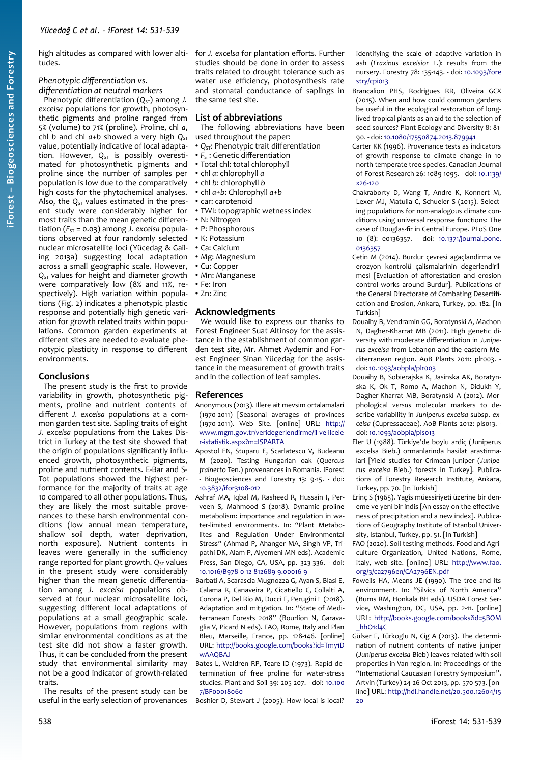high altitudes as compared with lower altitudes.

### Phenotypic differentiation vs. differentiation at neutral markers

Phenotypic differentiation ($Q_{ST}$) among *J. excelsa* populations for growth, photosynthetic pigments and proline ranged from 5% (volume) to 71% (proline). Proline, chl *a*, chl *b* and chl *a+b* showed a very high $Q_{ST}$ value, potentially indicative of local adaptation. However, $Q_{ST}$ is possibly overestimated for photosynthetic pigments and proline since the number of samples per population is low due to the comparatively high costs for the phytochemical analyses. Also, the $Q_{ST}$ values estimated in the present study were considerably higher for most traits than the mean genetic differentiation ($F_{ST}$ = 0.03) among *J. excelsa* populations observed at four randomly selected nuclear microsatellite loci (Yücedag & Gailing 2013a) suggesting local adaptation across a small geographic scale. However, $Q_{ST}$ values for height and diameter growth were comparatively low (8% and 11%, respectively). High variation within populations (Fig. 2) indicates a phenotypic plastic response and potentially high genetic variation for growth related traits within populations. Common garden experiments at different sites are needed to evaluate phenotypic plasticity in response to different environments.

## Conclusions

The present study is the first to provide variability in growth, photosynthetic pigments, proline and nutrient contents of different *J. excelsa* populations at a common garden test site. Sapling traits of eight *J. excelsa* populations from the Lakes District in Turkey at the test site showed that the origin of populations significantly influenced growth, photosynthetic pigments, proline and nutrient contents. E-Bar and S-Tot populations showed the highest performance for the majority of traits at age 10 compared to all other populations. Thus, they are likely the most suitable provenances to these harsh environmental conditions (low annual mean temperature, shallow soil depth, water deprivation, north exposure). Nutrient contents in leaves were generally in the sufficiency range reported for plant growth. $Q_{ST}$ values in the present study were considerably higher than the mean genetic differentiation among *J. excelsa* populations observed at four nuclear microsatellite loci, suggesting different local adaptations of populations at a small geographic scale. However, populations from regions with similar environmental conditions as at the test site did not show a faster growth. Thus, it can be concluded from the present study that environmental similarity may not be a good indicator of growth-related traits.

The results of the present study can be useful in the early selection of provenances for *J. excelsa* for plantation efforts. Further studies should be done in order to assess traits related to drought tolerance such as water use efficiency, photosynthesis rate and stomatal conductance of saplings in the same test site.

## List of abbreviations

The following abbreviations have been used throughout the paper:

- $Q_{ST}$: Phenotypic trait differentiation
- $F_{ST}$: Genetic differentiation
- Total chl: total chlorophyll
- chl *a*: chlorophyll *a*
- chl *b*: chlorophyll *b*
- chl *a+b*: Chlorophyll *a+b*
- car: carotenoid
- TWI: topographic wetness index
- N: Nitrogen
- P: Phosphorous
- K: Potassium
- Ca: Calcium
- Mg: Magnesium
- Cu: Copper
- Mn: Manganese
- Fe: Iron
- Zn: Zinc

## Acknowledgments

We would like to express our thanks to Forest Engineer Suat Altinsoy for the assistance in the establishment of common garden test site, Mr. Ahmet Aydemir and Forest Engineer Sinan Yücedag for the assistance in the measurement of growth traits and in the collection of leaf samples.

## References

Anonymous (2013). Illere ait mevsim ortalamalari (1970-2011) [Seasonal averages of provinces (1970-2011)]. Web Site. [online] URL: http://www.mgm.gov.tr/veridegerlendirme/il-ve-ilceler-istatistik.aspx?m=ISPARTA

Apostol EN, Stuparu E, Scarlatescu V, Budeanu M (2020). Testing Hungarian oak (*Quercus frainetto* Ten.) provenances in Romania. iForest - Biogeosciences and Forestry 13: 9-15. - doi: 10.3832/ifor3108-012

Ashraf MA, Iqbal M, Rasheed R, Hussain I, Perveen S, Mahmood S (2018). Dynamic proline metabolism: importance and regulation in water-limited environments. In: "Plant Metabolites and Regulation Under Environmental Stress" (Ahmad P, Ahanger MA, Singh VP, Tripathi DK, Alam P, Alyemeni MN eds). Academic Press, San Diego, CA, USA, pp. 323-336. - doi: 10.1016/B978-0-12-812689-9.00016-9

Barbati A, Scarascia Mugnozza G, Ayan S, Blasi E, Calama R, Canaveira P, Cicatiello C, Collalti A, Corona P, Del Rio M, Ducci F, Perugini L (2018). Adaptation and mitigation. In: "State of Mediterranean Forests 2018" (Bourlion N, Garavaglia V, Picard N eds). FAO, Rome, Italy and Plan Bleu, Marseille, France, pp. 128-146. [online] URL: http://books.google.com/books?id=Tmy1DwAAQBAJ

Bates L, Waldren RP, Teare ID (1973). Rapid determination of free proline for water-stress studies. Plant and Soil 39: 205-207. - doi: 10.1007/BF00018060

Boshier D, Stewart J (2005). How local is local? Identifying the scale of adaptive variation in ash (*Fraxinus excelsior* L.): results from the nursery. Forestry 78: 135-143. - doi: 10.1093/forestry/cpi013

Brancalion PHS, Rodrigues RR, Oliveira GCX (2015). When and how could common gardens be useful in the ecological restoration of long-lived tropical plants as an aid to the selection of seed sources? Plant Ecology and Diversity 8: 81-90. - doi: 10.1080/17550874.2013.879941

Carter KK (1996). Provenance tests as indicators of growth response to climate change in 10 north temperate tree species. Canadian Journal of Forest Research 26: 1089-1095. - doi: 10.1139/x26-120

Chakraborty D, Wang T, Andre K, Konnert M, Lexer MJ, Matulla C, Schueler S (2015). Selecting populations for non-analogous climate conditions using universal response functions: The case of Douglas-fir in Central Europe. PLoS One 10 (8): e0136357. - doi: 10.1371/journal.pone.0136357

Cetin M (2014). Burdur çevresi agaçlandirma ve erozyon kontrolü çalismalarinin degerlendirilmesi [Evaluation of afforestation and erosion control works around Burdur]. Publications of the General Directorate of Combating Desertification and Erosion, Ankara, Turkey, pp. 182. [In Turkish]

Douaihy B, Vendramin GG, Boratynski A, Machon N, Dagher-Kharrat MB (2011). High genetic diversity with moderate differentiation in *Juniperus excelsa* from Lebanon and the eastern Mediterranean region. AoB Plants 2011: plr003. - doi: 10.1093/aobpla/plr003

Douaihy B, Sobierajska K, Jasinska AK, Boratynska K, Ok T, Romo A, Machon N, Didukh Y, Dagher-Kharrat MB, Boratynski A (2012). Morphological *versus* molecular markers to describe variability in *Juniperus excelsa* subsp. *excelsa* (Cupressaceae). AoB Plants 2012: pls013. - doi: 10.1093/aobpla/pls013

Eler U (1988). Türkiye'de boylu ardiç (Juniperus excelsa Bieb.) ormanlarinda hasilat arastirmalari [Yield studies for Crimean juniper (*Juniperus excelsa* Bieb.) forests in Turkey]. Publications of Forestry Research Institute, Ankara, Turkey, pp. 70. [In Turkish]

Erinç S (1965). Yagis müessiriyeti üzerine bir deneme ve yeni bir indis [An essay on the effectiveness of precipitation and a new index]. Publications of Geography Institute of Istanbul University, Istanbul, Turkey, pp. 51. [In Turkish]

FAO (2020). Soil testing methods. Food and Agriculture Organization, United Nations, Rome, Italy, web site. [online] URL: http://www.fao.org/3/ca2796en/CA2796EN.pdf

Fowells HA, Means JE (1990). The tree and its environment. In: "Silvics of North America" (Burns RM, Honkala BH eds). USDA Forest Service, Washington, DC, USA, pp. 2-11. [online] URL: http://books.google.com/books?id=5BOM_hhO1d4C

Gülser F, Türkoglu N, Cig A (2013). The determination of nutrient contents of native juniper (*Juniperus excelsa* Bieb) leaves related with soil properties in Van region. In: Proceedings of the "International Caucasian Forestry Symposium". Artvin (Turkey) 24-26 Oct 2013, pp. 570-573. [online] URL: http://hdl.handle.net/20.500.12604/1520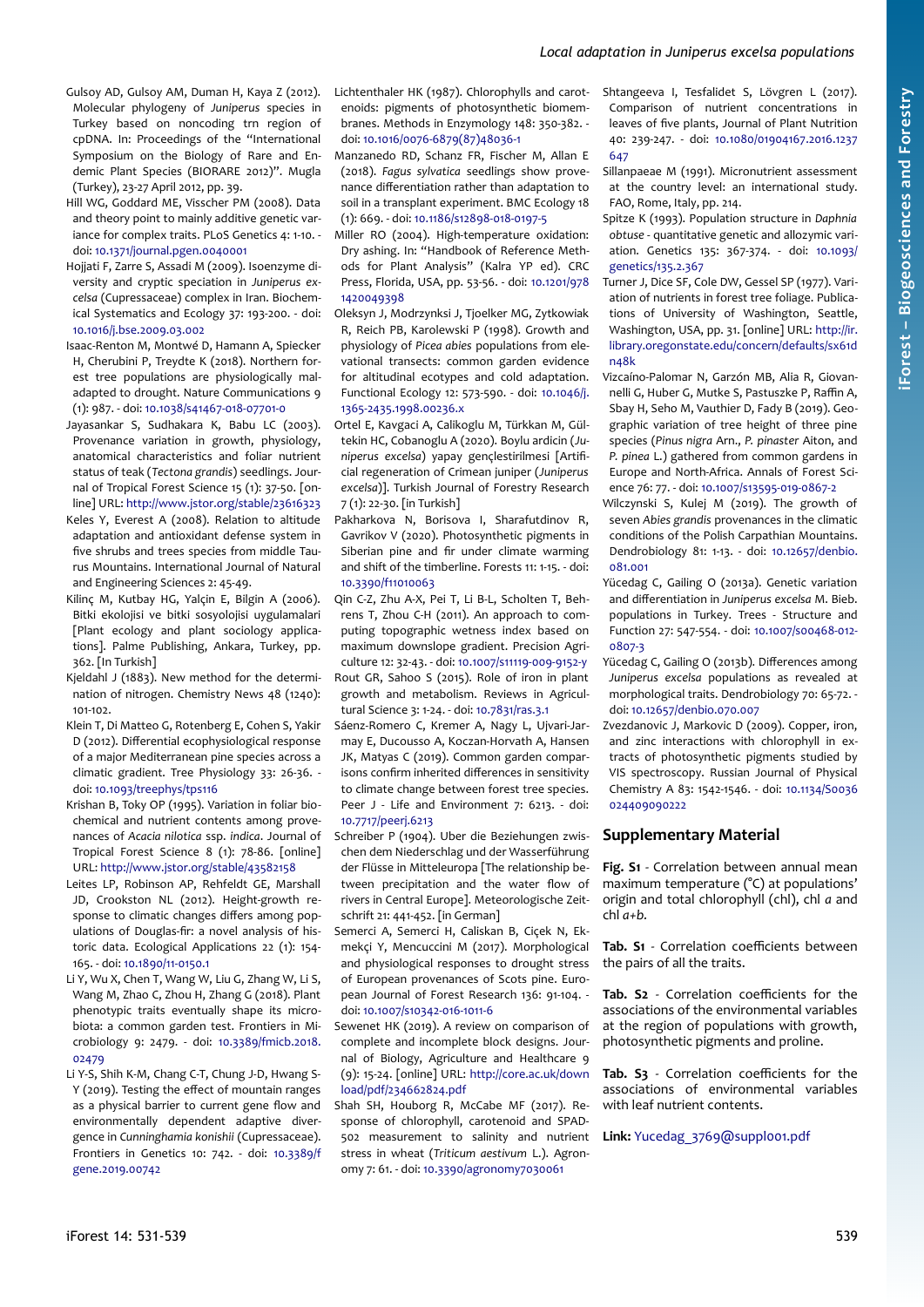Gulsoy AD, Gulsoy AM, Duman H, Kaya Z (2012). Molecular phylogeny of *Juniperus* species in Turkey based on noncoding trn region of cpDNA. In: Proceedings of the "International Symposium on the Biology of Rare and Endemic Plant Species (BIORARE 2012)". Mugla (Turkey), 23-27 April 2012, pp. 39.

Hill WG, Goddard ME, Visscher PM (2008). Data and theory point to mainly additive genetic variance for complex traits. PLoS Genetics 4: 1-10. - doi: 10.1371/journal.pgen.0040001

Hojjati F, Zarre S, Assadi M (2009). Isoenzyme diversity and cryptic speciation in *Juniperus excelsa* (Cupressaceae) complex in Iran. Biochemical Systematics and Ecology 37: 193-200. - doi: 10.1016/j.bse.2009.03.002

Isaac-Renton M, Montwé D, Hamann A, Spiecker H, Cherubini P, Treydte K (2018). Northern forest tree populations are physiologically maladapted to drought. Nature Communications 9 (1): 987. - doi: 10.1038/s41467-018-07701-0

Jayasankar S, Sudhakara K, Babu LC (2003). Provenance variation in growth, physiology, anatomical characteristics and foliar nutrient status of teak (*Tectona grandis*) seedlings. Journal of Tropical Forest Science 15 (1): 37-50. [online] URL: http://www.jstor.org/stable/23616323

Keles Y, Everest A (2008). Relation to altitude adaptation and antioxidant defense system in five shrubs and trees species from middle Taurus Mountains. International Journal of Natural and Engineering Sciences 2: 45-49.

Kilinç M, Kutbay HG, Yalçin E, Bilgin A (2006). Bitki ekolojisi ve bitki sosyolojisi uygulamalari [Plant ecology and plant sociology applications]. Palme Publishing, Ankara, Turkey, pp. 362. [In Turkish]

Kjeldahl J (1883). New method for the determination of nitrogen. Chemistry News 48 (1240): 101-102.

Klein T, Di Matteo G, Rotenberg E, Cohen S, Yakir D (2012). Differential ecophysiological response of a major Mediterranean pine species across a climatic gradient. Tree Physiology 33: 26-36. - doi: 10.1093/treephys/tps116

Krishan B, Toky OP (1995). Variation in foliar biochemical and nutrient contents among provenances of *Acacia nilotica* ssp. *indica*. Journal of Tropical Forest Science 8 (1): 78-86. [online] URL: http://www.jstor.org/stable/43582158

Leites LP, Robinson AP, Rehfeldt GE, Marshall JD, Crookston NL (2012). Height-growth response to climatic changes differs among populations of Douglas-fir: a novel analysis of historic data. Ecological Applications 22 (1): 154-165. - doi: 10.1890/11-0150.1

Li Y, Wu X, Chen T, Wang W, Liu G, Zhang W, Li S, Wang M, Zhao C, Zhou H, Zhang G (2018). Plant phenotypic traits eventually shape its microbiota: a common garden test. Frontiers in Microbiology 9: 2479. - doi: 10.3389/fmicb.2018.02479

Li Y-S, Shih K-M, Chang C-T, Chung J-D, Hwang S-Y (2019). Testing the effect of mountain ranges as a physical barrier to current gene flow and environmentally dependent adaptive divergence in *Cunninghamia konishii* (Cupressaceae). Frontiers in Genetics 10: 742. - doi: 10.3389/fgene.2019.00742

Lichtenthaler HK (1987). Chlorophylls and carotenoids: pigments of photosynthetic biomembranes. Methods in Enzymology 148: 350-382. - doi: 10.1016/0076-6879(87)48036-1

Manzanedo RD, Schanz FR, Fischer M, Allan E (2018). *Fagus sylvatica* seedlings show provenance differentiation rather than adaptation to soil in a transplant experiment. BMC Ecology 18 (1): 669. - doi: 10.1186/s12898-018-0197-5

Miller RO (2004). High-temperature oxidation: Dry ashing. In: "Handbook of Reference Methods for Plant Analysis" (Kalra YP ed). CRC Press, Florida, USA, pp. 53-56. - doi: 10.1201/9781420049398

Oleksyn J, Modrzynski J, Tjoelker MG, Zytkowiak R, Reich PB, Karolewski P (1998). Growth and physiology of *Picea abies* populations from elevational transects: common garden evidence for altitudinal ecotypes and cold adaptation. Functional Ecology 12: 573-590. - doi: 10.1046/j.1365-2435.1998.00236.x

Ortel E, Kavgaci A, Calikoglu M, Türkkan M, Gültekin HC, Cobanoglu A (2020). Boylu ardicin (*Juniperus excelsa*) yapay gençleştirilmesi [Artificial regeneration of Crimean juniper (*Juniperus excelsa*)]. Turkish Journal of Forestry Research 7 (1): 22-30. [in Turkish]

Pakharkova N, Borisova I, Sharafutdinov R, Gavrikov V (2020). Photosynthetic pigments in Siberian pine and fir under climate warming and shift of the timberline. Forests 11: 1-15. - doi: 10.3390/f11010063

Qin C-Z, Zhu A-X, Pei T, Li B-L, Scholten T, Behrens T, Zhou C-H (2011). An approach to computing topographic wetness index based on maximum downslope gradient. Precision Agriculture 12: 32-43. - doi: 10.1007/s11119-009-9152-y

Rout GR, Sahoo S (2015). Role of iron in plant growth and metabolism. Reviews in Agricultural Science 3: 1-24. - doi: 10.7831/ras.3.1

Sáenz-Romero C, Kremer A, Nagy L, Ujvari-Jarmay E, Ducousso A, Koczan-Horvath A, Hansen JK, Matyas C (2019). Common garden comparisons confirm inherited differences in sensitivity to climate change between forest tree species. Peer J - Life and Environment 7: 6213. - doi: 10.7717/peerj.6213

Schreiber P (1904). Uber die Beziehungen zwischen dem Niederschlag und der Wasserführung der Flüsse in Mitteleuropa [The relationship between precipitation and the water flow of rivers in Central Europe]. Meteorologische Zeitschrift 21: 441-452. [in German]

Semerci A, Semerci H, Caliskan B, Ciçek N, Ekmekçi Y, Mencuccini M (2017). Morphological and physiological responses to drought stress of European provenances of Scots pine. European Journal of Forest Research 136: 91-104. - doi: 10.1007/s10342-016-1011-6

Sewenet HK (2019). A review on comparison of complete and incomplete block designs. Journal of Biology, Agriculture and Healthcare 9 (9): 15-24. [online] URL: http://core.ac.uk/download/pdf/234662824.pdf

Shah SH, Houborg R, McCabe MF (2017). Response of chlorophyll, carotenoid and SPAD-502 measurement to salinity and nutrient stress in wheat (*Triticum aestivum* L.). Agronomy 7: 61. - doi: 10.3390/agronomy7030061

Shtangeeva I, Tesfalidet S, Lövgren L (2017). Comparison of nutrient concentrations in leaves of five plants, Journal of Plant Nutrition 40: 239-247. - doi: 10.1080/01904167.2016.1237647

Sillanpaeae M (1991). Micronutrient assessment at the country level: an international study. FAO, Rome, Italy, pp. 214.

Spitze K (1993). Population structure in *Daphnia obtuse* - quantitative genetic and allozymic variation. Genetics 135: 367-374. - doi: 10.1093/genetics/135.2.367

Turner J, Dice SF, Cole DW, Gessel SP (1977). Variation of nutrients in forest tree foliage. Publications of University of Washington, Seattle, Washington, USA, pp. 31. [online] URL: http://ir.library.oregonstate.edu/concern/defaults/sx61dn48k

Vizcaíno-Palomar N, Garzón MB, Alia R, Giovannelli G, Huber G, Mutke S, Pastuszke P, Raffin A, Sbay H, Seho M, Vauthier D, Fady B (2019). Geographic variation of tree height of three pine species (*Pinus nigra* Arn., *P. pinaster* Aiton, and *P. pinea* L.) gathered from common gardens in Europe and North-Africa. Annals of Forest Science 76: 77. - doi: 10.1007/s13595-019-0867-2

Wilczynski S, Kulej M (2019). The growth of seven *Abies grandis* provenances in the climatic conditions of the Polish Carpathian Mountains. Dendrobiology 81: 1-13. - doi: 10.12657/denbio.081.001

Yücedag C, Gailing O (2013a). Genetic variation and differentiation in *Juniperus excelsa* M. Bieb. populations in Turkey. Trees - Structure and Function 27: 547-554. - doi: 10.1007/s00468-012-0807-3

Yücedag C, Gailing O (2013b). Differences among *Juniperus excelsa* populations as revealed at morphological traits. Dendrobiology 70: 65-72. - doi: 10.12657/denbio.070.007

Zvezdanovic J, Markovic D (2009). Copper, iron, and zinc interactions with chlorophyll in extracts of photosynthetic pigments studied by VIS spectroscopy. Russian Journal of Physical Chemistry A 83: 1542-1546. - doi: 10.1134/S0036024409090222

## Supplementary Material

**Fig. S1** - Correlation between annual mean maximum temperature (°C) at populations' origin and total chlorophyll (chl), chl *a* and chl *a+b*.

**Tab. S1** - Correlation coefficients between the pairs of all the traits.

**Tab. S2** - Correlation coefficients for the associations of the environmental variables at the region of populations with growth, photosynthetic pigments and proline.

**Tab. S3** - Correlation coefficients for the associations of environmental variables with leaf nutrient contents.

**Link:** Yucedag_3769@suppl001.pdf